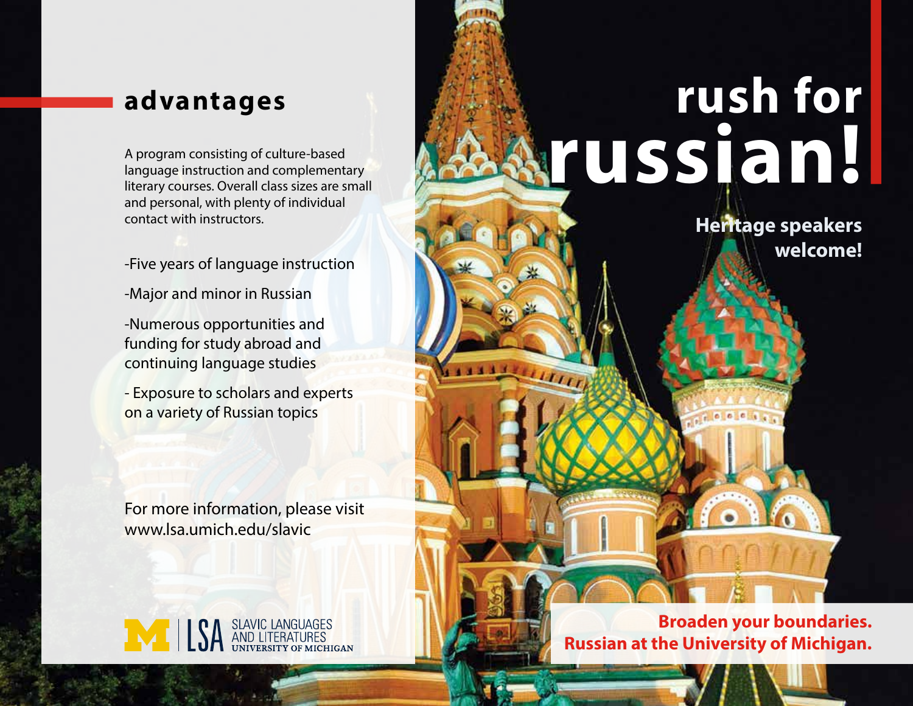# rush for russian!

**Heritage speakers welcome!**

## advantages

A program consisting of culture-based language instruction and complementary literary courses. Overall class sizes are small and personal, with plenty of individual contact with instructors.

-Five years of language instruction

-Major and minor in Russian

-Numerous opportunities and funding for study abroad and continuing language studies

- Exposure to scholars and experts on a variety of Russian topics

For more information, please visit www.lsa.umich.edu/slavic

M | LSA SLAVIC LANGUAGES AND LITERATURES UNIVERSITY OF MICHIGAN

**Broaden your boundaries. Russian at the University of Michigan.**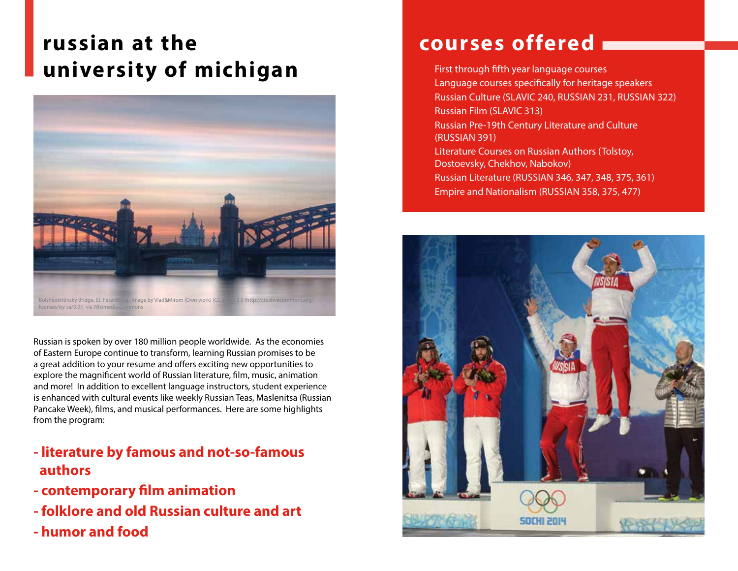# russian at the university of michigan

Bolsheokhtinsky Bridge, St. Petersburg. Image by Vlad&Mirom (Own work) [CC BY-SA 3.0 (http://creativecommons.org/licenses/by-sa/3.0)], via Wikimedia Commons

Russian is spoken by over 180 million people worldwide. As the economies of Eastern Europe continue to transform, learning Russian promises to be a great addition to your resume and offers exciting new opportunities to explore the magnificent world of Russian literature, film, music, animation and more! In addition to excellent language instructors, student experience is enhanced with cultural events like weekly Russian Teas, Maslenitsa (Russian Pancake Week), films, and musical performances. Here are some highlights from the program:

- **literature by famous and not-so-famous authors**
- **contemporary film animation**
- **folklore and old Russian culture and art**
- **humor and food**

## courses offered

First through fifth year language courses
Language courses specifically for heritage speakers
Russian Culture (SLAVIC 240, RUSSIAN 231, RUSSIAN 322)
Russian Film (SLAVIC 313)
Russian Pre-19th Century Literature and Culture (RUSSIAN 391)
Literature Courses on Russian Authors (Tolstoy, Dostoevsky, Chekhov, Nabokov)
Russian Literature (RUSSIAN 346, 347, 348, 375, 361)
Empire and Nationalism (RUSSIAN 358, 375, 477)